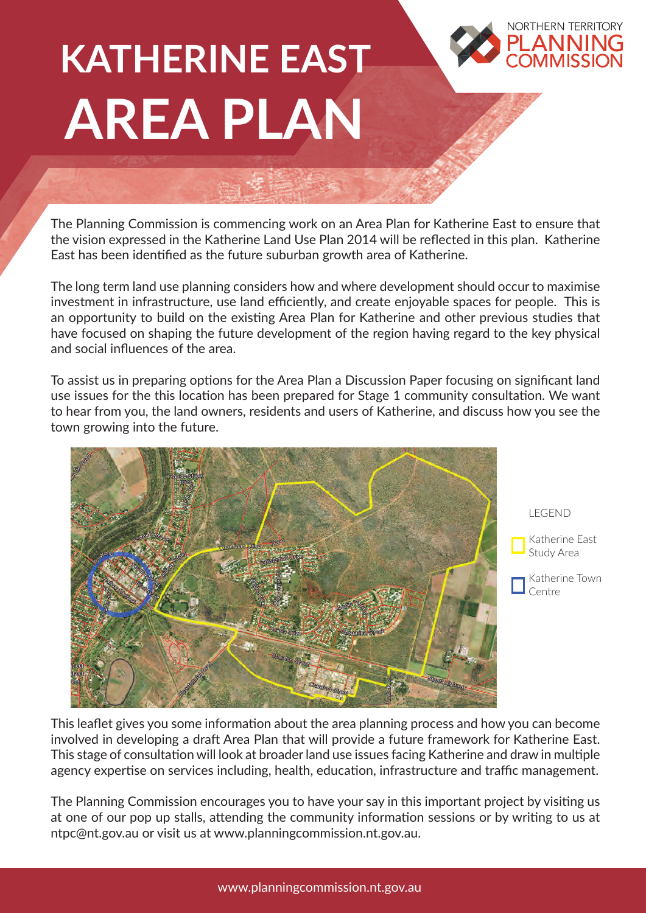# KATHERINE EAST AREA PLAN

NORTHERN TERRITORY PLANNING COMMISSION

The Planning Commission is commencing work on an Area Plan for Katherine East to ensure that the vision expressed in the Katherine Land Use Plan 2014 will be reflected in this plan. Katherine East has been identified as the future suburban growth area of Katherine.

The long term land use planning considers how and where development should occur to maximise investment in infrastructure, use land efficiently, and create enjoyable spaces for people. This is an opportunity to build on the existing Area Plan for Katherine and other previous studies that have focused on shaping the future development of the region having regard to the key physical and social influences of the area.

To assist us in preparing options for the Area Plan a Discussion Paper focusing on significant land use issues for the this location has been prepared for Stage 1 community consultation. We want to hear from you, the land owners, residents and users of Katherine, and discuss how you see the town growing into the future.

LEGEND

- Katherine East Study Area
- Katherine Town Centre

This leaflet gives you some information about the area planning process and how you can become involved in developing a draft Area Plan that will provide a future framework for Katherine East. This stage of consultation will look at broader land use issues facing Katherine and draw in multiple agency expertise on services including, health, education, infrastructure and traffic management.

The Planning Commission encourages you to have your say in this important project by visiting us at one of our pop up stalls, attending the community information sessions or by writing to us at ntpc@nt.gov.au or visit us at www.planningcommission.nt.gov.au.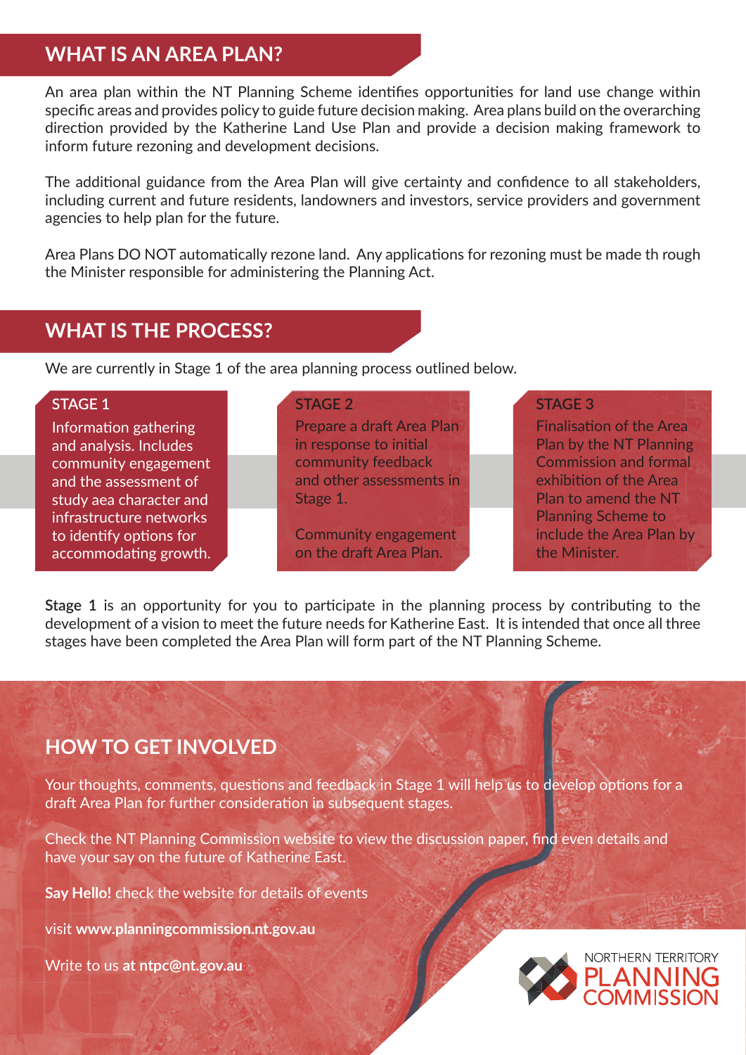## WHAT IS AN AREA PLAN?

An area plan within the NT Planning Scheme identifies opportunities for land use change within specific areas and provides policy to guide future decision making. Area plans build on the overarching direction provided by the Katherine Land Use Plan and provide a decision making framework to inform future rezoning and development decisions.

The additional guidance from the Area Plan will give certainty and confidence to all stakeholders, including current and future residents, landowners and investors, service providers and government agencies to help plan for the future.

Area Plans DO NOT automatically rezone land. Any applications for rezoning must be made th rough the Minister responsible for administering the Planning Act.

## WHAT IS THE PROCESS?

We are currently in Stage 1 of the area planning process outlined below.

**STAGE 1**

Information gathering and analysis. Includes community engagement and the assessment of study aea character and infrastructure networks to identify options for accommodating growth.

**STAGE 2**

Prepare a draft Area Plan in response to initial community feedback and other assessments in Stage 1.

Community engagement on the draft Area Plan.

**STAGE 3**

Finalisation of the Area Plan by the NT Planning Commission and formal exhibition of the Area Plan to amend the NT Planning Scheme to include the Area Plan by the Minister.

**Stage 1** is an opportunity for you to participate in the planning process by contributing to the development of a vision to meet the future needs for Katherine East. It is intended that once all three stages have been completed the Area Plan will form part of the NT Planning Scheme.

## HOW TO GET INVOLVED

Your thoughts, comments, questions and feedback in Stage 1 will help us to develop options for a draft Area Plan for further consideration in subsequent stages.

Check the NT Planning Commission website to view the discussion paper, find even details and have your say on the future of Katherine East.

**Say Hello!** check the website for details of events

visit **www.planningcommission.nt.gov.au**

Write to us **at ntpc@nt.gov.au**

NORTHERN TERRITORY PLANNING COMMISSION